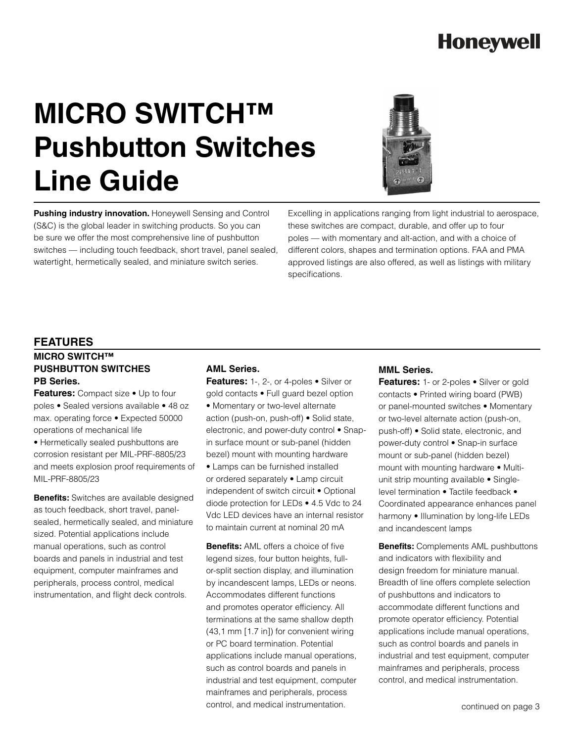Honeywell

# MICRO SWITCH™ Pushbutton Switches Line Guide

**Pushing industry innovation.** Honeywell Sensing and Control (S&C) is the global leader in switching products. So you can be sure we offer the most comprehensive line of pushbutton switches — including touch feedback, short travel, panel sealed, watertight, hermetically sealed, and miniature switch series.

Excelling in applications ranging from light industrial to aerospace, these switches are compact, durable, and offer up to four poles — with momentary and alt-action, and with a choice of different colors, shapes and termination options. FAA and PMA approved listings are also offered, as well as listings with military specifications.

## FEATURES

### MICRO SWITCH™ PUSHBUTTON SWITCHES

### PB Series.

**Features:** Compact size • Up to four poles • Sealed versions available • 48 oz max. operating force • Expected 50000 operations of mechanical life • Hermetically sealed pushbuttons are corrosion resistant per MIL-PRF-8805/23 and meets explosion proof requirements of MIL-PRF-8805/23

**Benefits:** Switches are available designed as touch feedback, short travel, panel-sealed, hermetically sealed, and miniature sized. Potential applications include manual operations, such as control boards and panels in industrial and test equipment, computer mainframes and peripherals, process control, medical instrumentation, and flight deck controls.

### AML Series.

**Features:** 1-, 2-, or 4-poles • Silver or gold contacts • Full guard bezel option • Momentary or two-level alternate action (push-on, push-off) • Solid state, electronic, and power-duty control • Snap-in surface mount or sub-panel (hidden bezel) mount with mounting hardware • Lamps can be furnished installed or ordered separately • Lamp circuit independent of switch circuit • Optional diode protection for LEDs • 4.5 Vdc to 24 Vdc LED devices have an internal resistor to maintain current at nominal 20 mA

**Benefits:** AML offers a choice of five legend sizes, four button heights, full-or-split section display, and illumination by incandescent lamps, LEDs or neons. Accommodates different functions and promotes operator efficiency. All terminations at the same shallow depth (43,1 mm [1.7 in]) for convenient wiring or PC board termination. Potential applications include manual operations, such as control boards and panels in industrial and test equipment, computer mainframes and peripherals, process control, and medical instrumentation.

### MML Series.

**Features:** 1- or 2-poles • Silver or gold contacts • Printed wiring board (PWB) or panel-mounted switches • Momentary or two-level alternate action (push-on, push-off) • Solid state, electronic, and power-duty control • Snap-in surface mount or sub-panel (hidden bezel) mount with mounting hardware • Multi-unit strip mounting available • Single-level termination • Tactile feedback • Coordinated appearance enhances panel harmony • Illumination by long-life LEDs and incandescent lamps

**Benefits:** Complements AML pushbuttons and indicators with flexibility and design freedom for miniature manual. Breadth of line offers complete selection of pushbuttons and indicators to accommodate different functions and promote operator efficiency. Potential applications include manual operations, such as control boards and panels in industrial and test equipment, computer mainframes and peripherals, process control, and medical instrumentation.

continued on page 3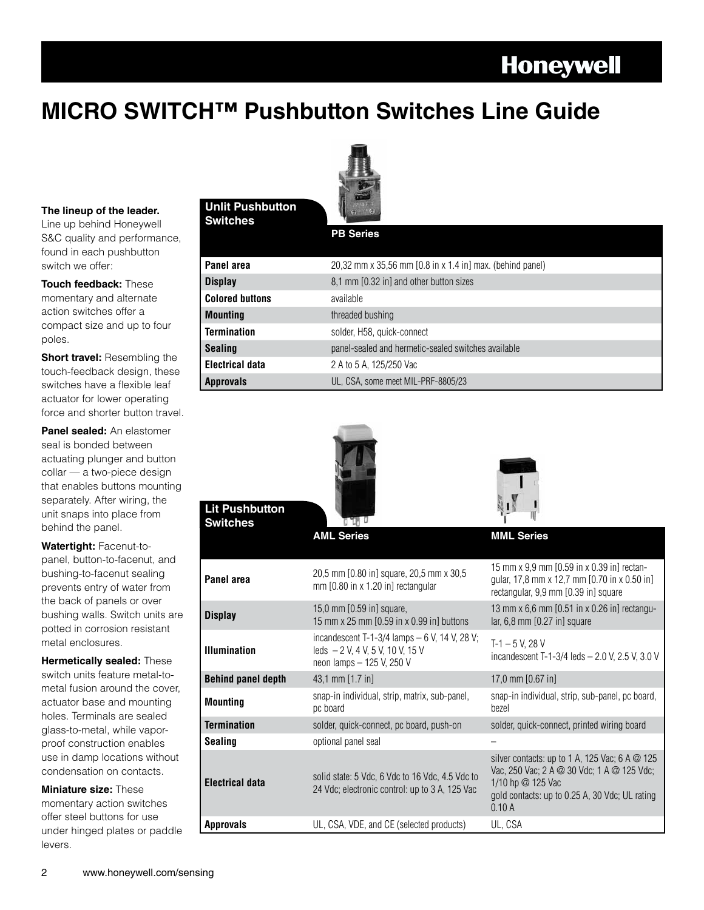# MICRO SWITCH™ Pushbutton Switches Line Guide

**The lineup of the leader.** Line up behind Honeywell S&C quality and performance, found in each pushbutton switch we offer:

**Touch feedback:** These momentary and alternate action switches offer a compact size and up to four poles.

**Short travel:** Resembling the touch-feedback design, these switches have a flexible leaf actuator for lower operating force and shorter button travel.

**Panel sealed:** An elastomer seal is bonded between actuating plunger and button collar — a two-piece design that enables buttons mounting separately. After wiring, the unit snaps into place from behind the panel.

**Watertight:** Facenut-to-panel, button-to-facenut, and bushing-to-facenut sealing prevents entry of water from the back of panels or over bushing walls. Switch units are potted in corrosion resistant metal enclosures.

**Hermetically sealed:** These switch units feature metal-to-metal fusion around the cover, actuator base and mounting holes. Terminals are sealed glass-to-metal, while vapor-proof construction enables use in damp locations without condensation on contacts.

**Miniature size:** These momentary action switches offer steel buttons for use under hinged plates or paddle levers.

## Unlit Pushbutton Switches

| | PB Series |
|---|---|
| **Panel area** | 20,32 mm x 35,56 mm [0.8 in x 1.4 in] max. (behind panel) |
| **Display** | 8,1 mm [0.32 in] and other button sizes |
| **Colored buttons** | available |
| **Mounting** | threaded bushing |
| **Termination** | solder, H58, quick-connect |
| **Sealing** | panel-sealed and hermetic-sealed switches available |
| **Electrical data** | 2 A to 5 A, 125/250 Vac |
| **Approvals** | UL, CSA, some meet MIL-PRF-8805/23 |

## Lit Pushbutton Switches

| | AML Series | MML Series |
|---|---|---|
| **Panel area** | 20,5 mm [0.80 in] square, 20,5 mm x 30,5 mm [0.80 in x 1.20 in] rectangular | 15 mm x 9,9 mm [0.59 in x 0.39 in] rectangular, 17,8 mm x 12,7 mm [0.70 in x 0.50 in] rectangular, 9,9 mm [0.39 in] square |
| **Display** | 15,0 mm [0.59 in] square, 15 mm x 25 mm [0.59 in x 0.99 in] buttons | 13 mm x 6,6 mm [0.51 in x 0.26 in] rectangular, 6,8 mm [0.27 in] square |
| **Illumination** | incandescent T-1-3/4 lamps – 6 V, 14 V, 28 V; leds – 2 V, 4 V, 5 V, 10 V, 15 V neon lamps – 125 V, 250 V | T-1 – 5 V, 28 V incandescent T-1-3/4 leds – 2.0 V, 2.5 V, 3.0 V |
| **Behind panel depth** | 43,1 mm [1.7 in] | 17,0 mm [0.67 in] |
| **Mounting** | snap-in individual, strip, matrix, sub-panel, pc board | snap-in individual, strip, sub-panel, pc board, bezel |
| **Termination** | solder, quick-connect, pc board, push-on | solder, quick-connect, printed wiring board |
| **Sealing** | optional panel seal | – |
| **Electrical data** | solid state: 5 Vdc, 6 Vdc to 16 Vdc, 4.5 Vdc to 24 Vdc; electronic control: up to 3 A, 125 Vac | silver contacts: up to 1 A, 125 Vac; 6 A @ 125 Vac, 250 Vac; 2 A @ 30 Vdc; 1 A @ 125 Vdc; 1/10 hp @ 125 Vac gold contacts: up to 0.25 A, 30 Vdc; UL rating 0.10 A |
| **Approvals** | UL, CSA, VDE, and CE (selected products) | UL, CSA |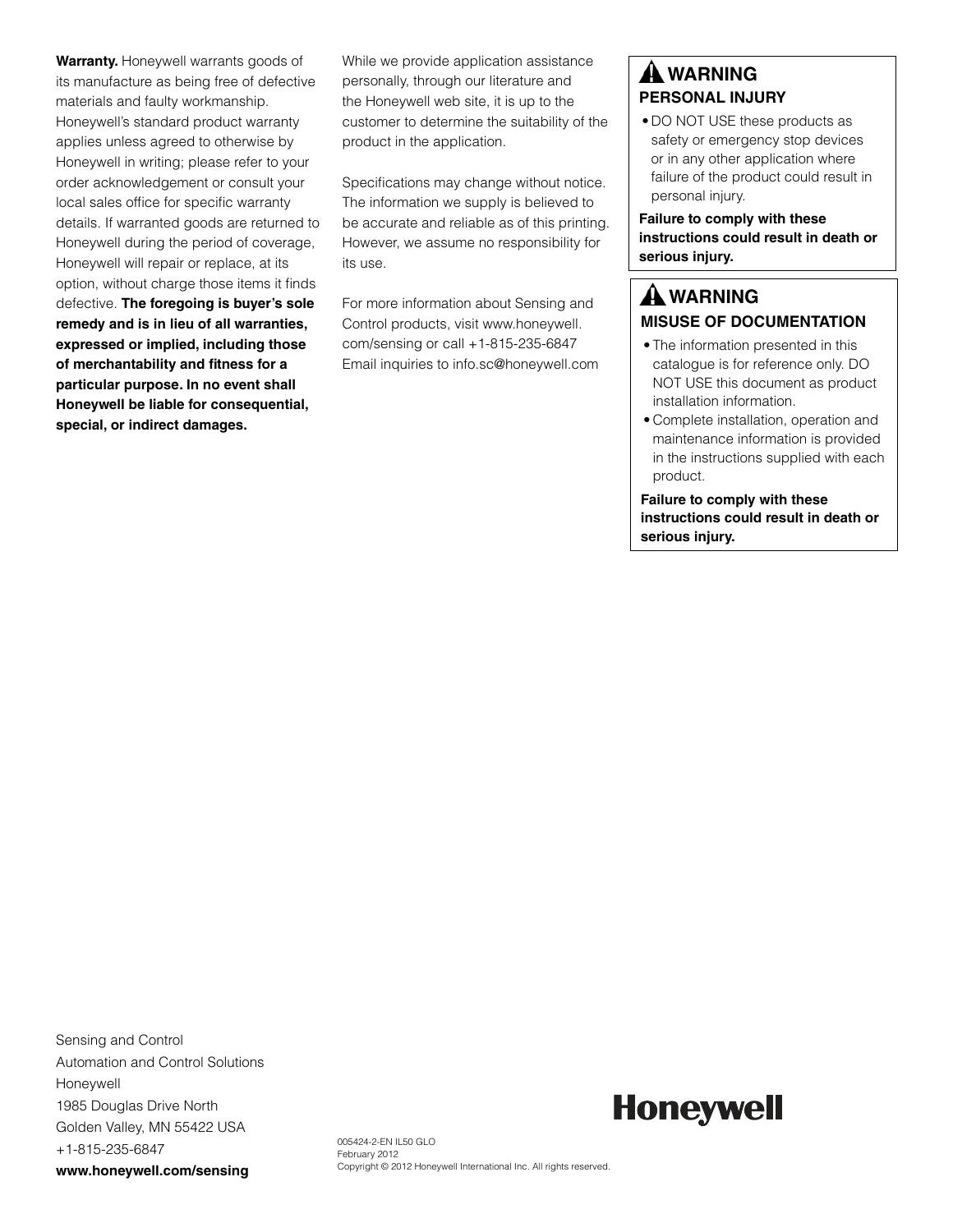**Warranty.** Honeywell warrants goods of its manufacture as being free of defective materials and faulty workmanship. Honeywell's standard product warranty applies unless agreed to otherwise by Honeywell in writing; please refer to your order acknowledgement or consult your local sales office for specific warranty details. If warranted goods are returned to Honeywell during the period of coverage, Honeywell will repair or replace, at its option, without charge those items it finds defective. **The foregoing is buyer's sole remedy and is in lieu of all warranties, expressed or implied, including those of merchantability and fitness for a particular purpose. In no event shall Honeywell be liable for consequential, special, or indirect damages.**

While we provide application assistance personally, through our literature and the Honeywell web site, it is up to the customer to determine the suitability of the product in the application.

Specifications may change without notice. The information we supply is believed to be accurate and reliable as of this printing. However, we assume no responsibility for its use.

For more information about Sensing and Control products, visit www.honeywell.com/sensing or call +1-815-235-6847
Email inquiries to info.sc@honeywell.com

## ⚠ WARNING
**PERSONAL INJURY**

- DO NOT USE these products as safety or emergency stop devices or in any other application where failure of the product could result in personal injury.

**Failure to comply with these instructions could result in death or serious injury.**

## ⚠ WARNING
**MISUSE OF DOCUMENTATION**

- The information presented in this catalogue is for reference only. DO NOT USE this document as product installation information.
- Complete installation, operation and maintenance information is provided in the instructions supplied with each product.

**Failure to comply with these instructions could result in death or serious injury.**

Sensing and Control
Automation and Control Solutions
Honeywell
1985 Douglas Drive North
Golden Valley, MN 55422 USA
+1-815-235-6847
**www.honeywell.com/sensing**

005424-2-EN IL50 GLO
February 2012
Copyright © 2012 Honeywell International Inc. All rights reserved.

**Honeywell**